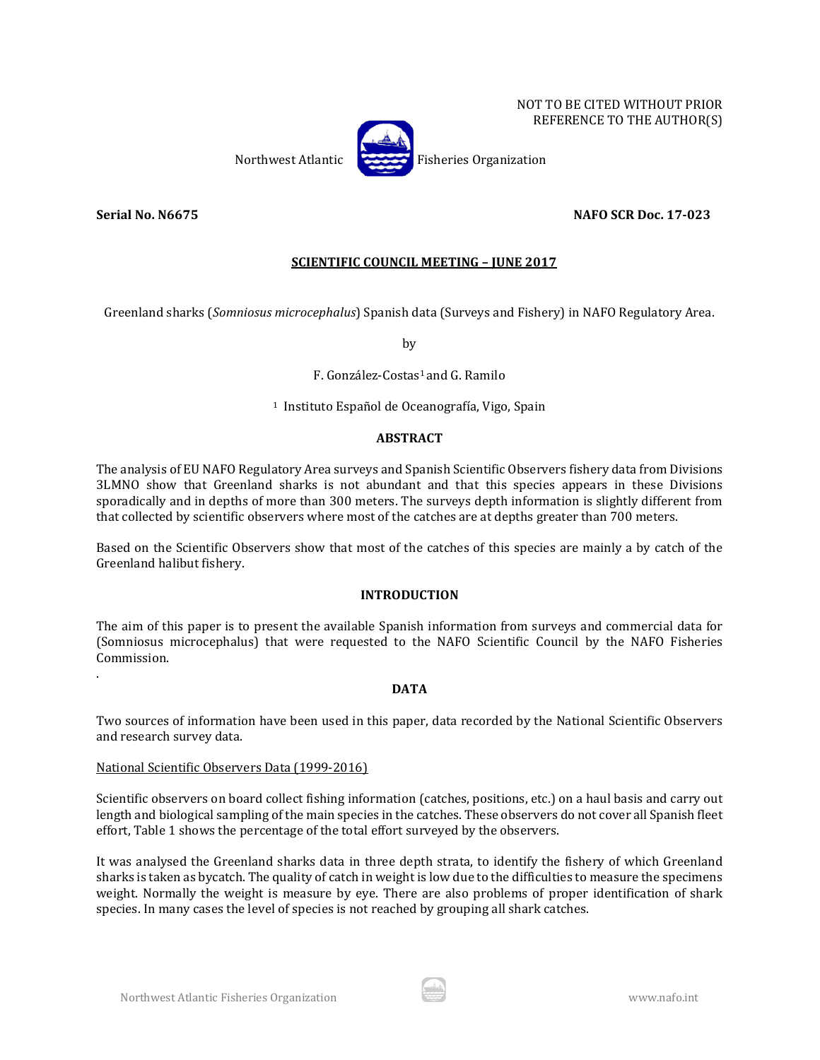NOT TO BE CITED WITHOUT PRIOR
REFERENCE TO THE AUTHOR(S)

Northwest Atlantic Fisheries Organization

**Serial No. N6675** **NAFO SCR Doc. 17-023**

**SCIENTIFIC COUNCIL MEETING – JUNE 2017**

Greenland sharks (*Somniosus microcephalus*) Spanish data (Surveys and Fishery) in NAFO Regulatory Area.

by

F. González-Costas[1] and G. Ramilo

[1] Instituto Español de Oceanografía, Vigo, Spain

## ABSTRACT

The analysis of EU NAFO Regulatory Area surveys and Spanish Scientific Observers fishery data from Divisions 3LMNO show that Greenland sharks is not abundant and that this species appears in these Divisions sporadically and in depths of more than 300 meters. The surveys depth information is slightly different from that collected by scientific observers where most of the catches are at depths greater than 700 meters.

Based on the Scientific Observers show that most of the catches of this species are mainly a by catch of the Greenland halibut fishery.

## INTRODUCTION

The aim of this paper is to present the available Spanish information from surveys and commercial data for (Somniosus microcephalus) that were requested to the NAFO Scientific Council by the NAFO Fisheries Commission.

.

## DATA

Two sources of information have been used in this paper, data recorded by the National Scientific Observers and research survey data.

National Scientific Observers Data (1999-2016)

Scientific observers on board collect fishing information (catches, positions, etc.) on a haul basis and carry out length and biological sampling of the main species in the catches. These observers do not cover all Spanish fleet effort, Table 1 shows the percentage of the total effort surveyed by the observers.

It was analysed the Greenland sharks data in three depth strata, to identify the fishery of which Greenland sharks is taken as bycatch. The quality of catch in weight is low due to the difficulties to measure the specimens weight. Normally the weight is measure by eye. There are also problems of proper identification of shark species. In many cases the level of species is not reached by grouping all shark catches.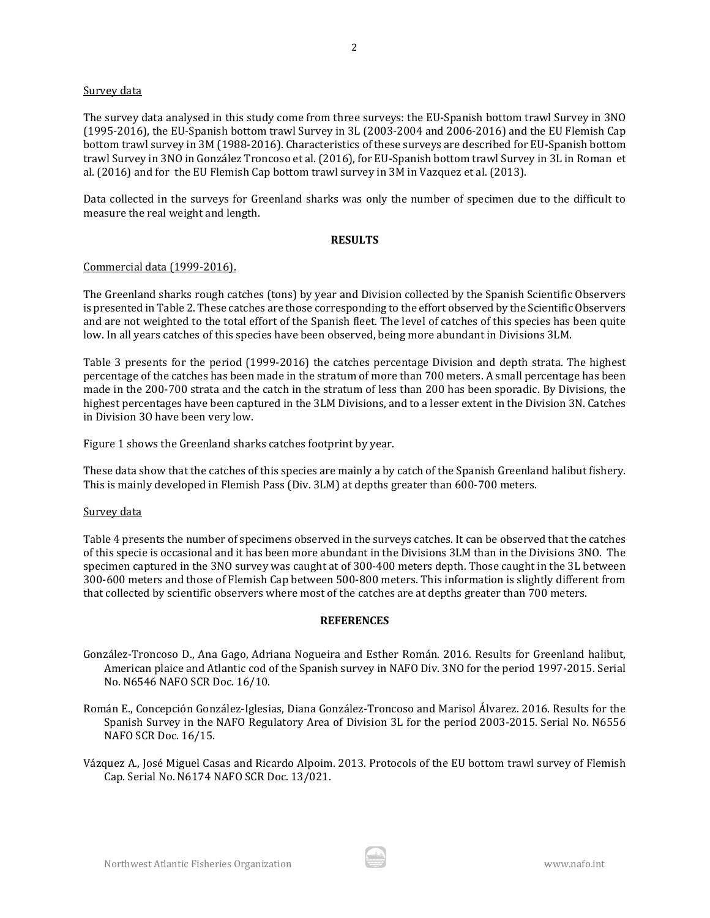Survey data

The survey data analysed in this study come from three surveys: the EU-Spanish bottom trawl Survey in 3NO (1995-2016), the EU-Spanish bottom trawl Survey in 3L (2003-2004 and 2006-2016) and the EU Flemish Cap bottom trawl survey in 3M (1988-2016). Characteristics of these surveys are described for EU-Spanish bottom trawl Survey in 3NO in González Troncoso et al. (2016), for EU-Spanish bottom trawl Survey in 3L in Roman et al. (2016) and for the EU Flemish Cap bottom trawl survey in 3M in Vazquez et al. (2013).

Data collected in the surveys for Greenland sharks was only the number of specimen due to the difficult to measure the real weight and length.

## RESULTS

Commercial data (1999-2016).

The Greenland sharks rough catches (tons) by year and Division collected by the Spanish Scientific Observers is presented in Table 2. These catches are those corresponding to the effort observed by the Scientific Observers and are not weighted to the total effort of the Spanish fleet. The level of catches of this species has been quite low. In all years catches of this species have been observed, being more abundant in Divisions 3LM.

Table 3 presents for the period (1999-2016) the catches percentage Division and depth strata. The highest percentage of the catches has been made in the stratum of more than 700 meters. A small percentage has been made in the 200-700 strata and the catch in the stratum of less than 200 has been sporadic. By Divisions, the highest percentages have been captured in the 3LM Divisions, and to a lesser extent in the Division 3N. Catches in Division 3O have been very low.

Figure 1 shows the Greenland sharks catches footprint by year.

These data show that the catches of this species are mainly a by catch of the Spanish Greenland halibut fishery. This is mainly developed in Flemish Pass (Div. 3LM) at depths greater than 600-700 meters.

Survey data

Table 4 presents the number of specimens observed in the surveys catches. It can be observed that the catches of this specie is occasional and it has been more abundant in the Divisions 3LM than in the Divisions 3NO. The specimen captured in the 3NO survey was caught at of 300-400 meters depth. Those caught in the 3L between 300-600 meters and those of Flemish Cap between 500-800 meters. This information is slightly different from that collected by scientific observers where most of the catches are at depths greater than 700 meters.

## REFERENCES

González-Troncoso D., Ana Gago, Adriana Nogueira and Esther Román. 2016. Results for Greenland halibut, American plaice and Atlantic cod of the Spanish survey in NAFO Div. 3NO for the period 1997-2015. Serial No. N6546 NAFO SCR Doc. 16/10.

Román E., Concepción González-Iglesias, Diana González-Troncoso and Marisol Álvarez. 2016. Results for the Spanish Survey in the NAFO Regulatory Area of Division 3L for the period 2003-2015. Serial No. N6556 NAFO SCR Doc. 16/15.

Vázquez A., José Miguel Casas and Ricardo Alpoim. 2013. Protocols of the EU bottom trawl survey of Flemish Cap. Serial No. N6174 NAFO SCR Doc. 13/021.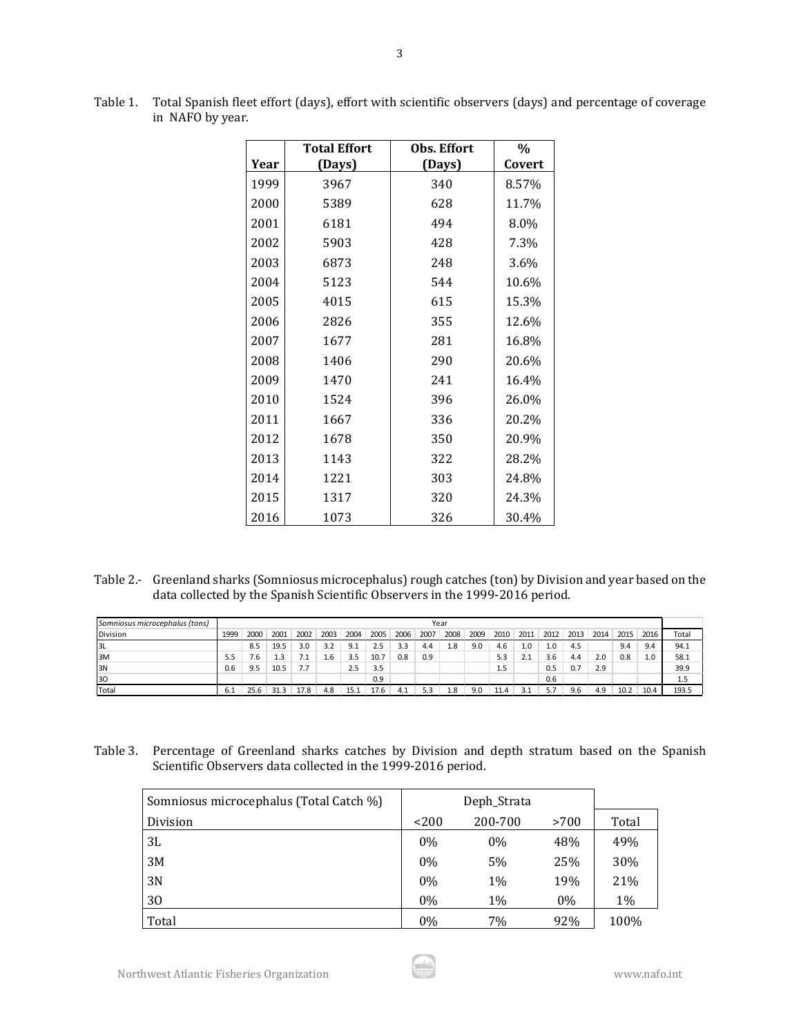Table 1. Total Spanish fleet effort (days), effort with scientific observers (days) and percentage of coverage in NAFO by year.

| Year | Total Effort (Days) | Obs. Effort (Days) | % Covert |
|---|---|---|---|
| 1999 | 3967 | 340 | 8.57% |
| 2000 | 5389 | 628 | 11.7% |
| 2001 | 6181 | 494 | 8.0% |
| 2002 | 5903 | 428 | 7.3% |
| 2003 | 6873 | 248 | 3.6% |
| 2004 | 5123 | 544 | 10.6% |
| 2005 | 4015 | 615 | 15.3% |
| 2006 | 2826 | 355 | 12.6% |
| 2007 | 1677 | 281 | 16.8% |
| 2008 | 1406 | 290 | 20.6% |
| 2009 | 1470 | 241 | 16.4% |
| 2010 | 1524 | 396 | 26.0% |
| 2011 | 1667 | 336 | 20.2% |
| 2012 | 1678 | 350 | 20.9% |
| 2013 | 1143 | 322 | 28.2% |
| 2014 | 1221 | 303 | 24.8% |
| 2015 | 1317 | 320 | 24.3% |
| 2016 | 1073 | 326 | 30.4% |

Table 2.- Greenland sharks (Somniosus microcephalus) rough catches (ton) by Division and year based on the data collected by the Spanish Scientific Observers in the 1999-2016 period.

| *Somniosus microcephalus (tons)* | Year | | | | | | | | | | | | | | | | | | |
|---|---|---|---|---|---|---|---|---|---|---|---|---|---|---|---|---|---|---|---|
| Division | 1999 | 2000 | 2001 | 2002 | 2003 | 2004 | 2005 | 2006 | 2007 | 2008 | 2009 | 2010 | 2011 | 2012 | 2013 | 2014 | 2015 | 2016 | Total |
| 3L | | 8.5 | 19.5 | 3.0 | 3.2 | 9.1 | 2.5 | 3.3 | 4.4 | 1.8 | 9.0 | 4.6 | 1.0 | 1.0 | 4.5 | | 9.4 | 9.4 | 94.1 |
| 3M | 5.5 | 7.6 | 1.3 | 7.1 | 1.6 | 3.5 | 10.7 | 0.8 | 0.9 | | | 5.3 | 2.1 | 3.6 | 4.4 | 2.0 | 0.8 | 1.0 | 58.1 |
| 3N | 0.6 | 9.5 | 10.5 | 7.7 | | 2.5 | 3.5 | | | | | 1.5 | | 0.5 | 0.7 | 2.9 | | | 39.9 |
| 3O | | | | | | | 0.9 | | | | | | | 0.6 | | | | | 1.5 |
| Total | 6.1 | 25.6 | 31.3 | 17.8 | 4.8 | 15.1 | 17.6 | 4.1 | 5.3 | 1.8 | 9.0 | 11.4 | 3.1 | 5.7 | 9.6 | 4.9 | 10.2 | 10.4 | 193.5 |

Table 3. Percentage of Greenland sharks catches by Division and depth stratum based on the Spanish Scientific Observers data collected in the 1999-2016 period.

| Somniosus microcephalus (Total Catch %) | Deph_Strata | | | |
|---|---|---|---|---|
| Division | <200 | 200-700 | >700 | Total |
| 3L | 0% | 0% | 48% | 49% |
| 3M | 0% | 5% | 25% | 30% |
| 3N | 0% | 1% | 19% | 21% |
| 3O | 0% | 1% | 0% | 1% |
| Total | 0% | 7% | 92% | 100% |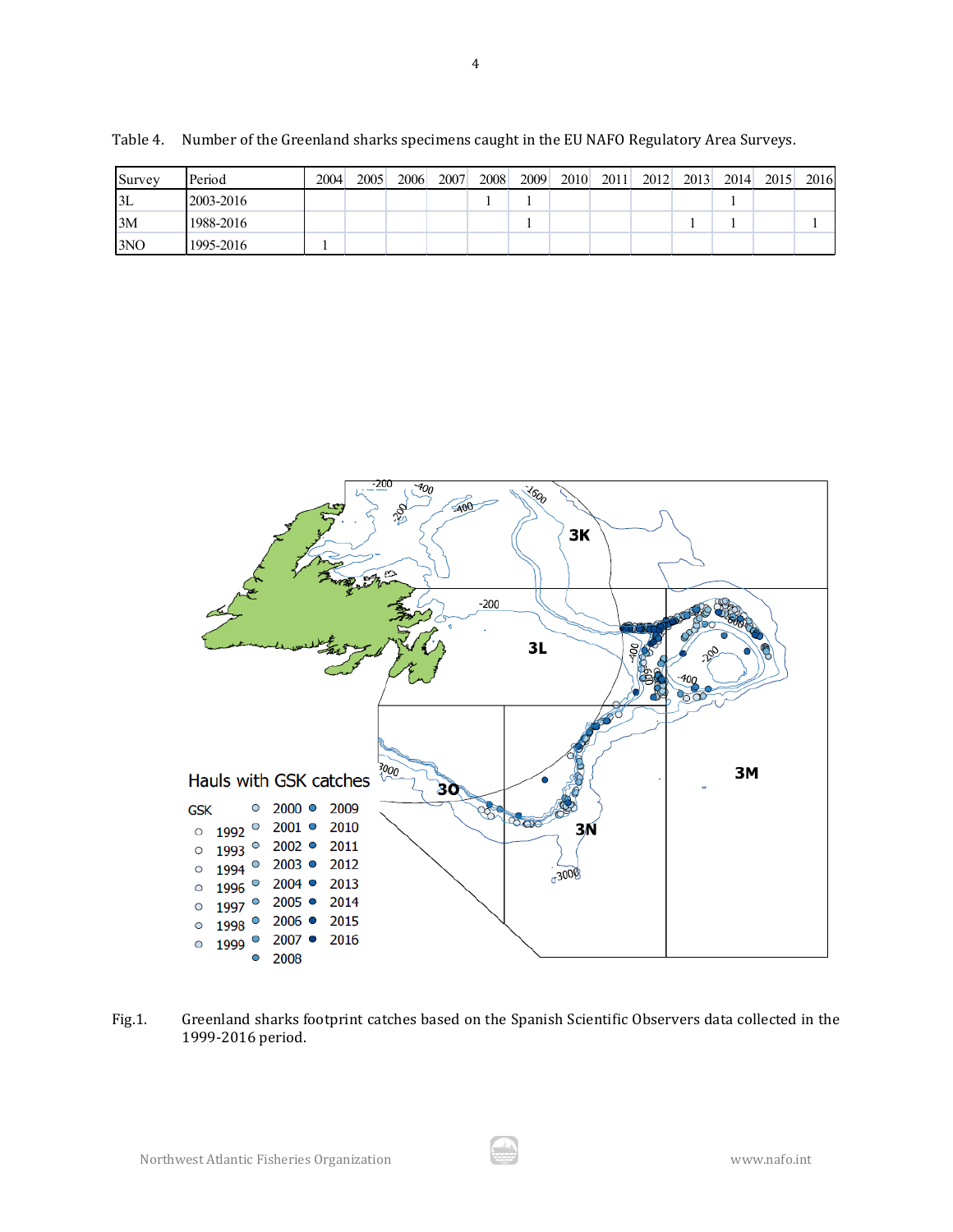Table 4. Number of the Greenland sharks specimens caught in the EU NAFO Regulatory Area Surveys.

| Survey | Period | 2004 | 2005 | 2006 | 2007 | 2008 | 2009 | 2010 | 2011 | 2012 | 2013 | 2014 | 2015 | 2016 |
|---|---|---|---|---|---|---|---|---|---|---|---|---|---|---|
| 3L | 2003-2016 | | | | | 1 | 1 | | | | | 1 | | |
| 3M | 1988-2016 | | | | | | 1 | | | | 1 | 1 | | 1 |
| 3NO | 1995-2016 | 1 | | | | | | | | | | | | |

3K

3L

3M

3O

3N

-200

-400

-1500

-3000

Hauls with GSK catches

GSK

1992
1993
1994
1996
1997
1998
1999
2000
2001
2002
2003
2004
2005
2006
2007
2008
2009
2010
2011
2012
2013
2014
2015
2016

Fig.1. Greenland sharks footprint catches based on the Spanish Scientific Observers data collected in the 1999-2016 period.